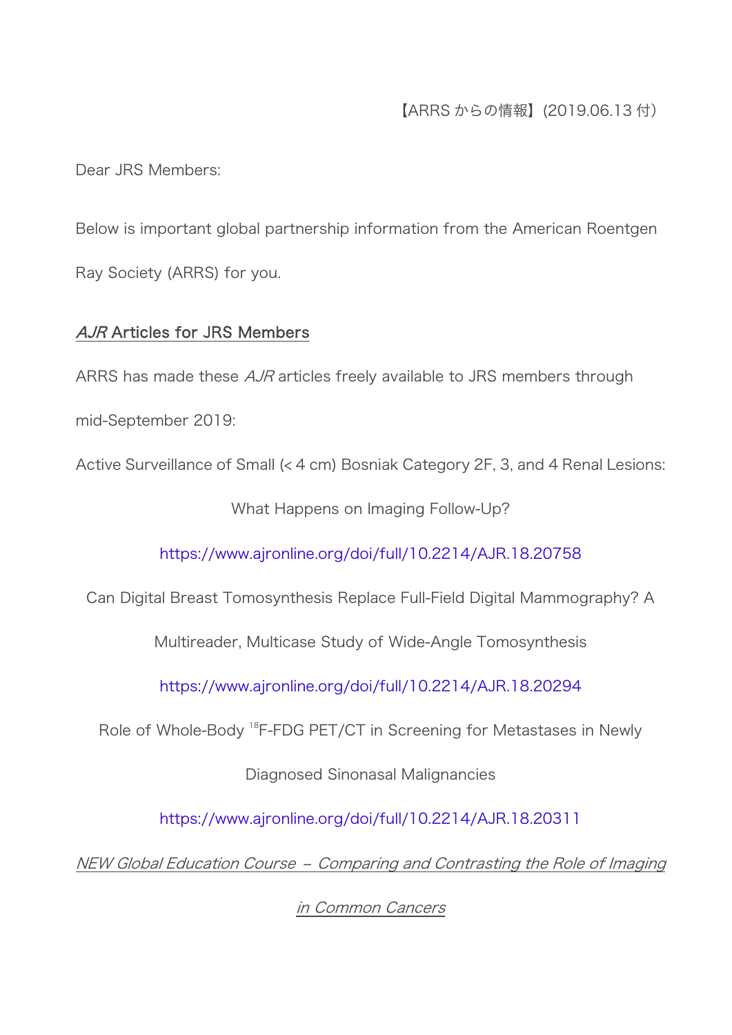【ARRS からの情報】(2019.06.13 付)

Dear JRS Members:

Below is important global partnership information from the American Roentgen Ray Society (ARRS) for you.

## *AJR* Articles for JRS Members

ARRS has made these *AJR* articles freely available to JRS members through mid-September 2019:

Active Surveillance of Small (< 4 cm) Bosniak Category 2F, 3, and 4 Renal Lesions: What Happens on Imaging Follow-Up?

https://www.ajronline.org/doi/full/10.2214/AJR.18.20758

Can Digital Breast Tomosynthesis Replace Full-Field Digital Mammography? A Multireader, Multicase Study of Wide-Angle Tomosynthesis

https://www.ajronline.org/doi/full/10.2214/AJR.18.20294

Role of Whole-Body $^{18}$F-FDG PET/CT in Screening for Metastases in Newly Diagnosed Sinonasal Malignancies

https://www.ajronline.org/doi/full/10.2214/AJR.18.20311

## *NEW Global Education Course – Comparing and Contrasting the Role of Imaging in Common Cancers*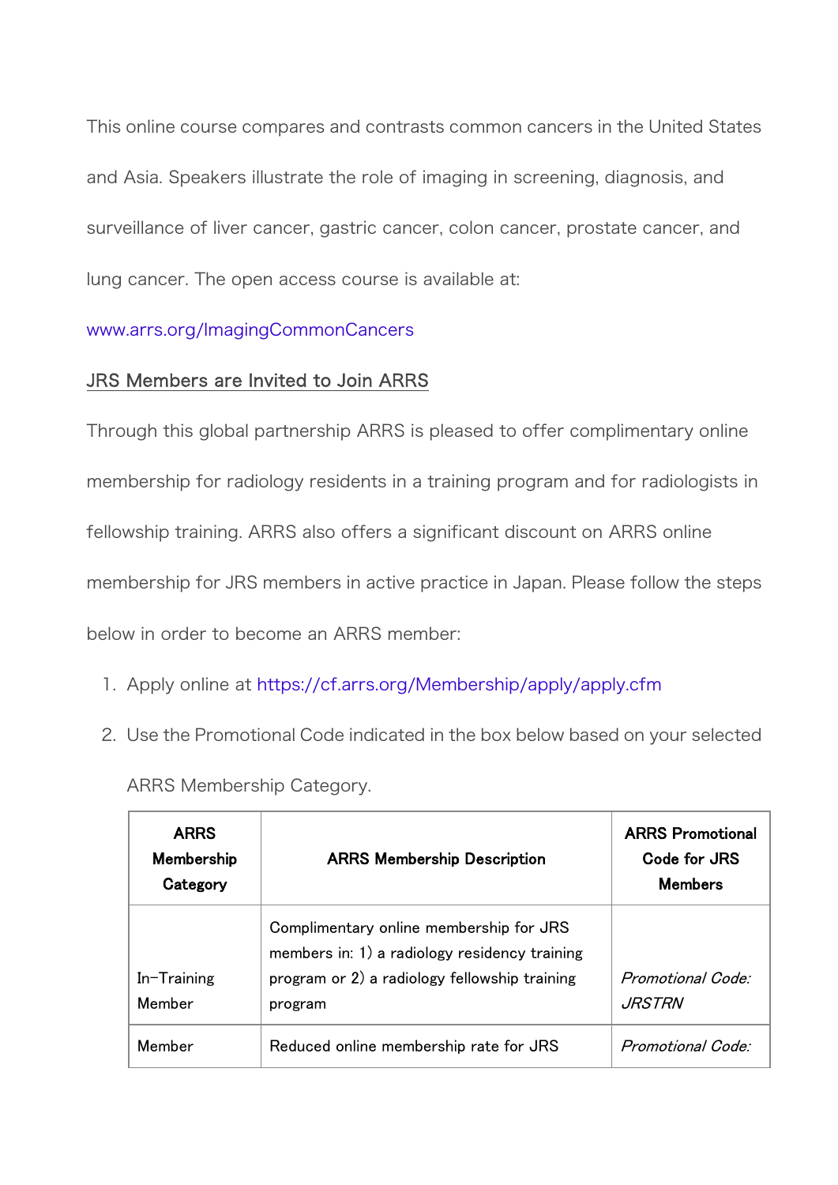This online course compares and contrasts common cancers in the United States and Asia. Speakers illustrate the role of imaging in screening, diagnosis, and surveillance of liver cancer, gastric cancer, colon cancer, prostate cancer, and lung cancer. The open access course is available at:

www.arrs.org/ImagingCommonCancers

## JRS Members are Invited to Join ARRS

Through this global partnership ARRS is pleased to offer complimentary online membership for radiology residents in a training program and for radiologists in fellowship training. ARRS also offers a significant discount on ARRS online membership for JRS members in active practice in Japan. Please follow the steps below in order to become an ARRS member:

1. Apply online at https://cf.arrs.org/Membership/apply/apply.cfm
2. Use the Promotional Code indicated in the box below based on your selected ARRS Membership Category.

| ARRS Membership Category | ARRS Membership Description | ARRS Promotional Code for JRS Members |
|---|---|---|
| In-Training Member | Complimentary online membership for JRS members in: 1) a radiology residency training program or 2) a radiology fellowship training program | *Promotional Code: JRSTRN* |
| Member | Reduced online membership rate for JRS | *Promotional Code:* |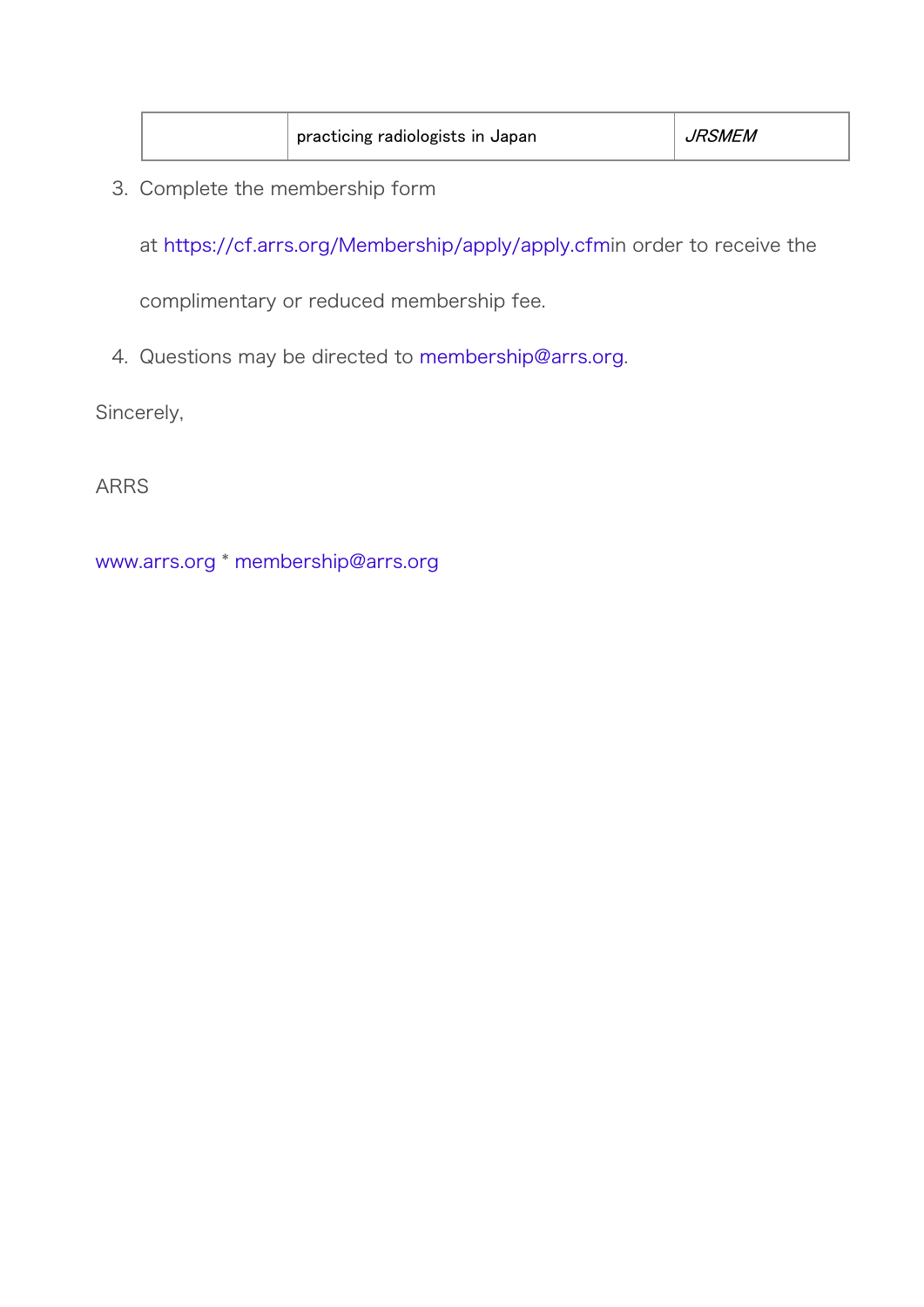| | | |
|---|---|---|
| | practicing radiologists in Japan | *JRSMEM* |

3. Complete the membership form

   at https://cf.arrs.org/Membership/apply/apply.cfmin order to receive the

   complimentary or reduced membership fee.

4. Questions may be directed to membership@arrs.org.

Sincerely,

ARRS

www.arrs.org * membership@arrs.org